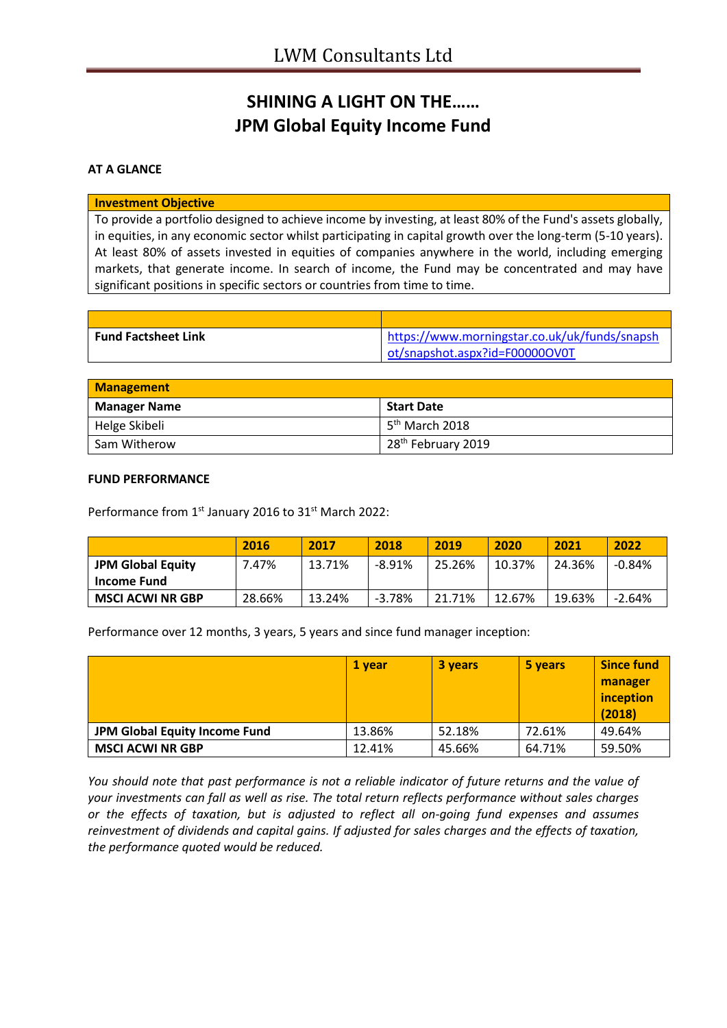# SHINING A LIGHT ON THE……
# JPM Global Equity Income Fund

**AT A GLANCE**

| Investment Objective |
|---|
| To provide a portfolio designed to achieve income by investing, at least 80% of the Fund's assets globally, in equities, in any economic sector whilst participating in capital growth over the long-term (5-10 years). At least 80% of assets invested in equities of companies anywhere in the world, including emerging markets, that generate income. In search of income, the Fund may be concentrated and may have significant positions in specific sectors or countries from time to time. |

| | |
|---|---|
| **Fund Factsheet Link** | https://www.morningstar.co.uk/uk/funds/snapshot/snapshot.aspx?id=F00000OV0T |

| Management | |
|---|---|
| **Manager Name** | **Start Date** |
| Helge Skibeli | 5th March 2018 |
| Sam Witherow | 28th February 2019 |

**FUND PERFORMANCE**

Performance from 1st January 2016 to 31st March 2022:

| | 2016 | 2017 | 2018 | 2019 | 2020 | 2021 | 2022 |
|---|---|---|---|---|---|---|---|
| **JPM Global Equity Income Fund** | 7.47% | 13.71% | -8.91% | 25.26% | 10.37% | 24.36% | -0.84% |
| **MSCI ACWI NR GBP** | 28.66% | 13.24% | -3.78% | 21.71% | 12.67% | 19.63% | -2.64% |

Performance over 12 months, 3 years, 5 years and since fund manager inception:

| | 1 year | 3 years | 5 years | Since fund manager inception (2018) |
|---|---|---|---|---|
| **JPM Global Equity Income Fund** | 13.86% | 52.18% | 72.61% | 49.64% |
| **MSCI ACWI NR GBP** | 12.41% | 45.66% | 64.71% | 59.50% |

*You should note that past performance is not a reliable indicator of future returns and the value of your investments can fall as well as rise. The total return reflects performance without sales charges or the effects of taxation, but is adjusted to reflect all on-going fund expenses and assumes reinvestment of dividends and capital gains. If adjusted for sales charges and the effects of taxation, the performance quoted would be reduced.*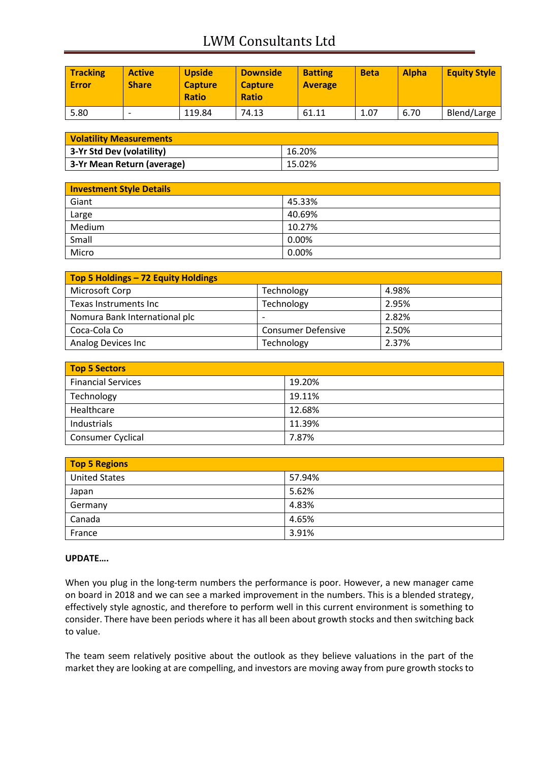| Tracking Error | Active Share | Upside Capture Ratio | Downside Capture Ratio | Batting Average | Beta | Alpha | Equity Style |
|---|---|---|---|---|---|---|---|
| 5.80 | - | 119.84 | 74.13 | 61.11 | 1.07 | 6.70 | Blend/Large |

| Volatility Measurements | |
|---|---|
| **3-Yr Std Dev (volatility)** | 16.20% |
| **3-Yr Mean Return (average)** | 15.02% |

| Investment Style Details | |
|---|---|
| Giant | 45.33% |
| Large | 40.69% |
| Medium | 10.27% |
| Small | 0.00% |
| Micro | 0.00% |

| Top 5 Holdings – 72 Equity Holdings | | |
|---|---|---|
| Microsoft Corp | Technology | 4.98% |
| Texas Instruments Inc | Technology | 2.95% |
| Nomura Bank International plc | - | 2.82% |
| Coca-Cola Co | Consumer Defensive | 2.50% |
| Analog Devices Inc | Technology | 2.37% |

| Top 5 Sectors | |
|---|---|
| Financial Services | 19.20% |
| Technology | 19.11% |
| Healthcare | 12.68% |
| Industrials | 11.39% |
| Consumer Cyclical | 7.87% |

| Top 5 Regions | |
|---|---|
| United States | 57.94% |
| Japan | 5.62% |
| Germany | 4.83% |
| Canada | 4.65% |
| France | 3.91% |

**UPDATE….**

When you plug in the long-term numbers the performance is poor. However, a new manager came on board in 2018 and we can see a marked improvement in the numbers. This is a blended strategy, effectively style agnostic, and therefore to perform well in this current environment is something to consider. There have been periods where it has all been about growth stocks and then switching back to value.

The team seem relatively positive about the outlook as they believe valuations in the part of the market they are looking at are compelling, and investors are moving away from pure growth stocks to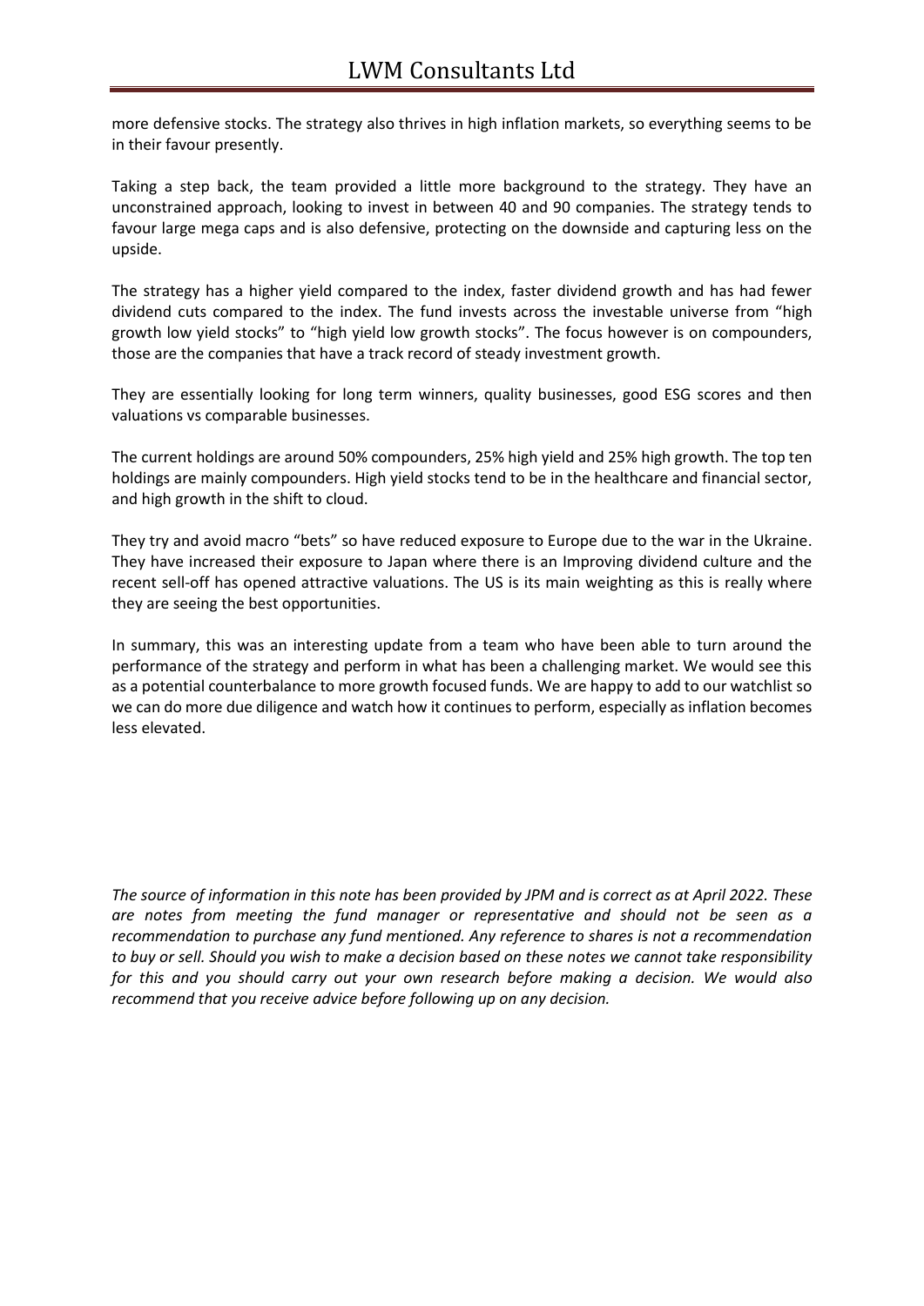more defensive stocks. The strategy also thrives in high inflation markets, so everything seems to be in their favour presently.

Taking a step back, the team provided a little more background to the strategy. They have an unconstrained approach, looking to invest in between 40 and 90 companies. The strategy tends to favour large mega caps and is also defensive, protecting on the downside and capturing less on the upside.

The strategy has a higher yield compared to the index, faster dividend growth and has had fewer dividend cuts compared to the index. The fund invests across the investable universe from "high growth low yield stocks" to "high yield low growth stocks". The focus however is on compounders, those are the companies that have a track record of steady investment growth.

They are essentially looking for long term winners, quality businesses, good ESG scores and then valuations vs comparable businesses.

The current holdings are around 50% compounders, 25% high yield and 25% high growth. The top ten holdings are mainly compounders. High yield stocks tend to be in the healthcare and financial sector, and high growth in the shift to cloud.

They try and avoid macro "bets" so have reduced exposure to Europe due to the war in the Ukraine. They have increased their exposure to Japan where there is an Improving dividend culture and the recent sell-off has opened attractive valuations. The US is its main weighting as this is really where they are seeing the best opportunities.

In summary, this was an interesting update from a team who have been able to turn around the performance of the strategy and perform in what has been a challenging market. We would see this as a potential counterbalance to more growth focused funds. We are happy to add to our watchlist so we can do more due diligence and watch how it continues to perform, especially as inflation becomes less elevated.

*The source of information in this note has been provided by JPM and is correct as at April 2022. These are notes from meeting the fund manager or representative and should not be seen as a recommendation to purchase any fund mentioned. Any reference to shares is not a recommendation to buy or sell. Should you wish to make a decision based on these notes we cannot take responsibility for this and you should carry out your own research before making a decision. We would also recommend that you receive advice before following up on any decision.*